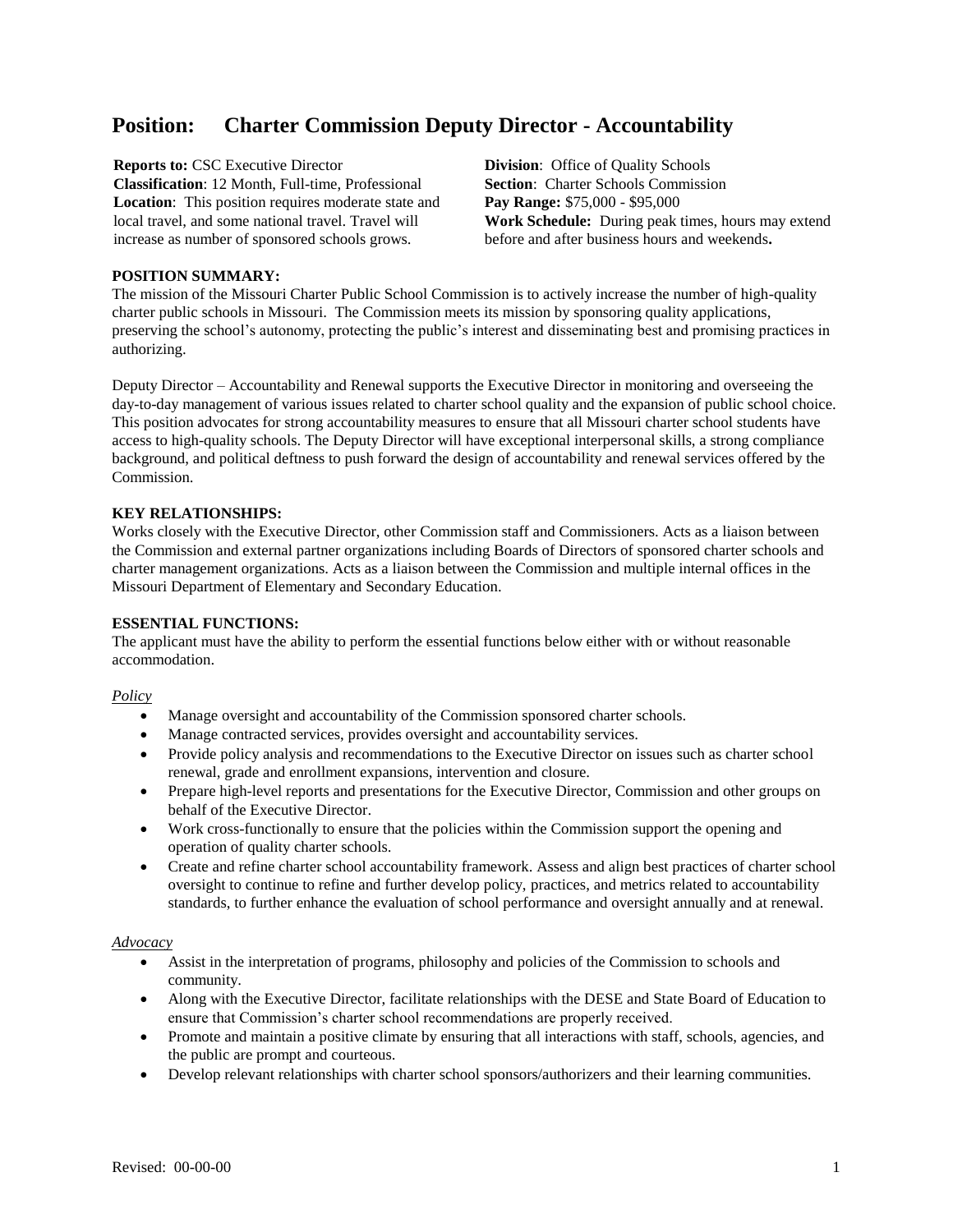# Position: Charter Commission Deputy Director - Accountability

**Reports to:** CSC Executive Director
**Classification**: 12 Month, Full-time, Professional
**Location**: This position requires moderate state and local travel, and some national travel. Travel will increase as number of sponsored schools grows.

**Division**: Office of Quality Schools
**Section**: Charter Schools Commission
**Pay Range:** $75,000 - $95,000
**Work Schedule:** During peak times, hours may extend before and after business hours and weekends**.**

**POSITION SUMMARY:**

The mission of the Missouri Charter Public School Commission is to actively increase the number of high-quality charter public schools in Missouri. The Commission meets its mission by sponsoring quality applications, preserving the school's autonomy, protecting the public's interest and disseminating best and promising practices in authorizing.

Deputy Director – Accountability and Renewal supports the Executive Director in monitoring and overseeing the day-to-day management of various issues related to charter school quality and the expansion of public school choice. This position advocates for strong accountability measures to ensure that all Missouri charter school students have access to high-quality schools. The Deputy Director will have exceptional interpersonal skills, a strong compliance background, and political deftness to push forward the design of accountability and renewal services offered by the Commission.

**KEY RELATIONSHIPS:**

Works closely with the Executive Director, other Commission staff and Commissioners. Acts as a liaison between the Commission and external partner organizations including Boards of Directors of sponsored charter schools and charter management organizations. Acts as a liaison between the Commission and multiple internal offices in the Missouri Department of Elementary and Secondary Education.

**ESSENTIAL FUNCTIONS:**

The applicant must have the ability to perform the essential functions below either with or without reasonable accommodation.

*Policy*

- Manage oversight and accountability of the Commission sponsored charter schools.
- Manage contracted services, provides oversight and accountability services.
- Provide policy analysis and recommendations to the Executive Director on issues such as charter school renewal, grade and enrollment expansions, intervention and closure.
- Prepare high-level reports and presentations for the Executive Director, Commission and other groups on behalf of the Executive Director.
- Work cross-functionally to ensure that the policies within the Commission support the opening and operation of quality charter schools.
- Create and refine charter school accountability framework. Assess and align best practices of charter school oversight to continue to refine and further develop policy, practices, and metrics related to accountability standards, to further enhance the evaluation of school performance and oversight annually and at renewal.

*Advocacy*

- Assist in the interpretation of programs, philosophy and policies of the Commission to schools and community.
- Along with the Executive Director, facilitate relationships with the DESE and State Board of Education to ensure that Commission's charter school recommendations are properly received.
- Promote and maintain a positive climate by ensuring that all interactions with staff, schools, agencies, and the public are prompt and courteous.
- Develop relevant relationships with charter school sponsors/authorizers and their learning communities.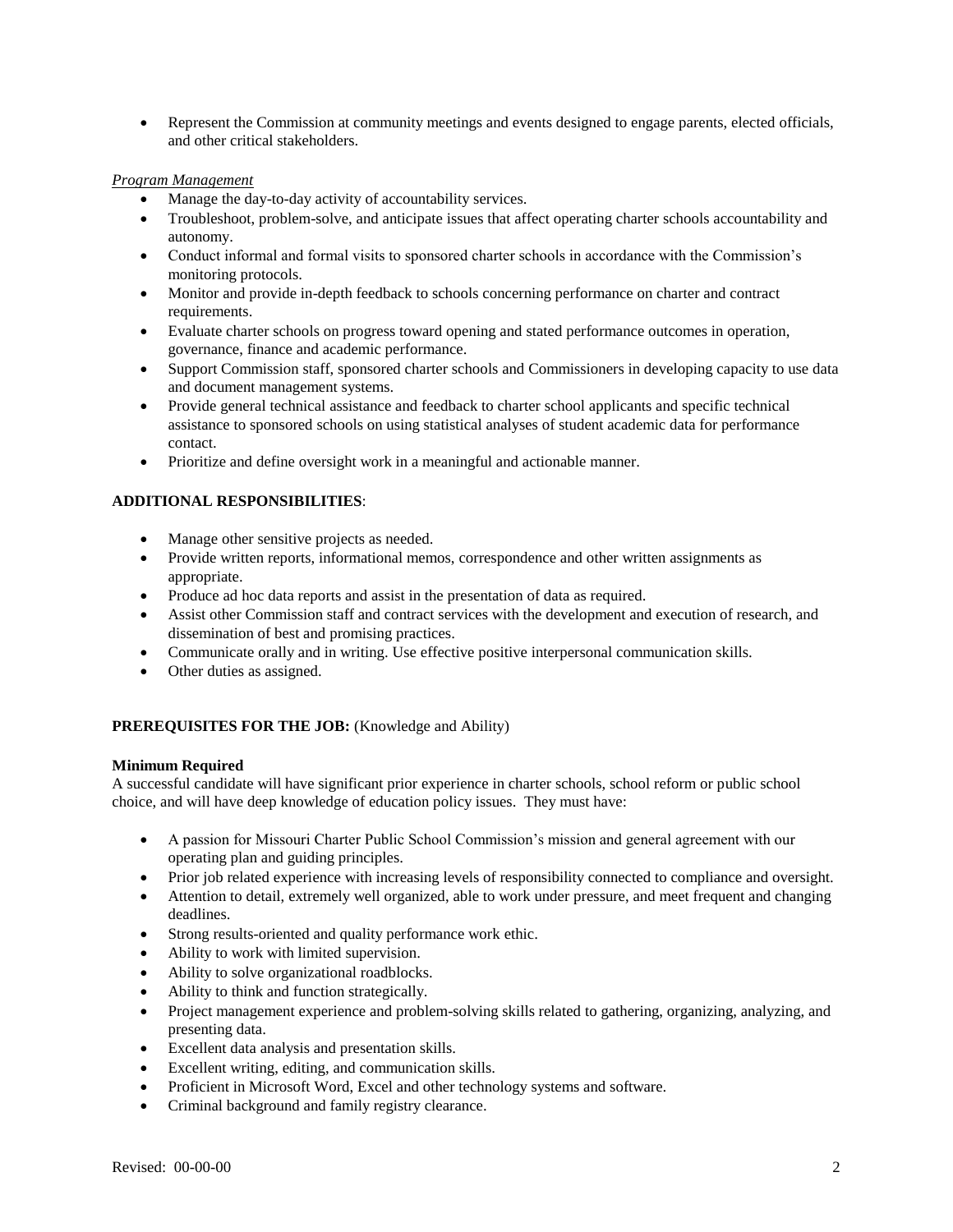- Represent the Commission at community meetings and events designed to engage parents, elected officials, and other critical stakeholders.

*Program Management*

- Manage the day-to-day activity of accountability services.
- Troubleshoot, problem-solve, and anticipate issues that affect operating charter schools accountability and autonomy.
- Conduct informal and formal visits to sponsored charter schools in accordance with the Commission's monitoring protocols.
- Monitor and provide in-depth feedback to schools concerning performance on charter and contract requirements.
- Evaluate charter schools on progress toward opening and stated performance outcomes in operation, governance, finance and academic performance.
- Support Commission staff, sponsored charter schools and Commissioners in developing capacity to use data and document management systems.
- Provide general technical assistance and feedback to charter school applicants and specific technical assistance to sponsored schools on using statistical analyses of student academic data for performance contact.
- Prioritize and define oversight work in a meaningful and actionable manner.

**ADDITIONAL RESPONSIBILITIES**:

- Manage other sensitive projects as needed.
- Provide written reports, informational memos, correspondence and other written assignments as appropriate.
- Produce ad hoc data reports and assist in the presentation of data as required.
- Assist other Commission staff and contract services with the development and execution of research, and dissemination of best and promising practices.
- Communicate orally and in writing. Use effective positive interpersonal communication skills.
- Other duties as assigned.

**PREREQUISITES FOR THE JOB:** (Knowledge and Ability)

**Minimum Required**

A successful candidate will have significant prior experience in charter schools, school reform or public school choice, and will have deep knowledge of education policy issues. They must have:

- A passion for Missouri Charter Public School Commission's mission and general agreement with our operating plan and guiding principles.
- Prior job related experience with increasing levels of responsibility connected to compliance and oversight.
- Attention to detail, extremely well organized, able to work under pressure, and meet frequent and changing deadlines.
- Strong results-oriented and quality performance work ethic.
- Ability to work with limited supervision.
- Ability to solve organizational roadblocks.
- Ability to think and function strategically.
- Project management experience and problem-solving skills related to gathering, organizing, analyzing, and presenting data.
- Excellent data analysis and presentation skills.
- Excellent writing, editing, and communication skills.
- Proficient in Microsoft Word, Excel and other technology systems and software.
- Criminal background and family registry clearance.

Revised: 00-00-00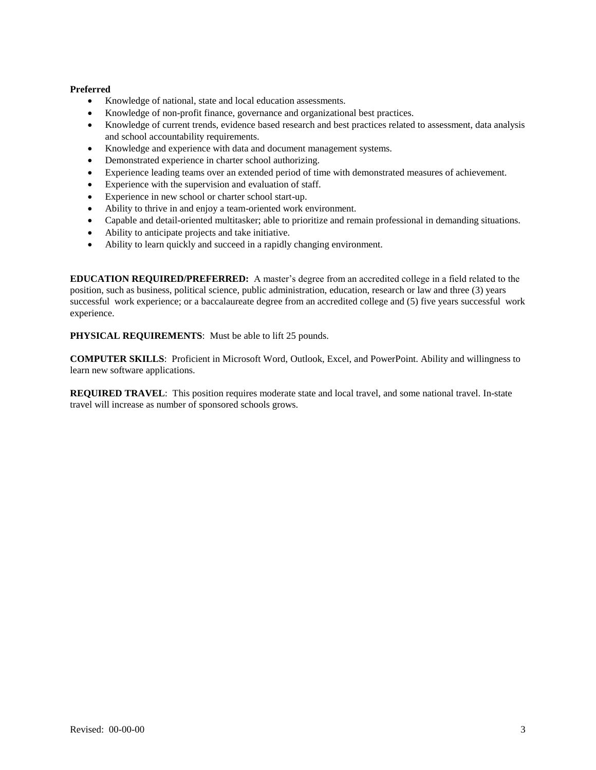**Preferred**

- Knowledge of national, state and local education assessments.
- Knowledge of non-profit finance, governance and organizational best practices.
- Knowledge of current trends, evidence based research and best practices related to assessment, data analysis and school accountability requirements.
- Knowledge and experience with data and document management systems.
- Demonstrated experience in charter school authorizing.
- Experience leading teams over an extended period of time with demonstrated measures of achievement.
- Experience with the supervision and evaluation of staff.
- Experience in new school or charter school start-up.
- Ability to thrive in and enjoy a team-oriented work environment.
- Capable and detail-oriented multitasker; able to prioritize and remain professional in demanding situations.
- Ability to anticipate projects and take initiative.
- Ability to learn quickly and succeed in a rapidly changing environment.

**EDUCATION REQUIRED/PREFERRED:** A master's degree from an accredited college in a field related to the position, such as business, political science, public administration, education, research or law and three (3) years successful work experience; or a baccalaureate degree from an accredited college and (5) five years successful work experience.

**PHYSICAL REQUIREMENTS**: Must be able to lift 25 pounds.

**COMPUTER SKILLS**: Proficient in Microsoft Word, Outlook, Excel, and PowerPoint. Ability and willingness to learn new software applications.

**REQUIRED TRAVEL**: This position requires moderate state and local travel, and some national travel. In-state travel will increase as number of sponsored schools grows.

Revised: 00-00-00